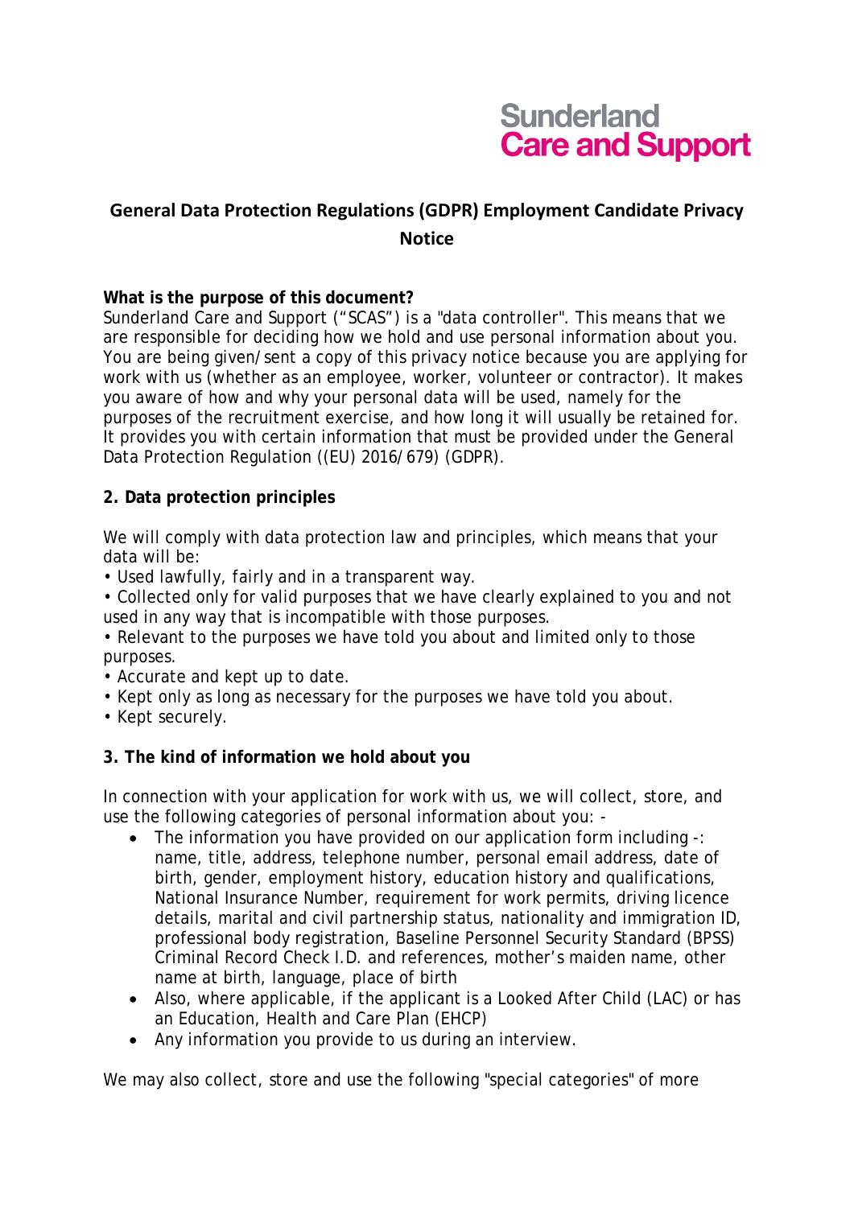Sunderland
Care and Support

# General Data Protection Regulations (GDPR) Employment Candidate Privacy Notice

**What is the purpose of this document?**
Sunderland Care and Support ("SCAS") is a "data controller". This means that we are responsible for deciding how we hold and use personal information about you. You are being given/sent a copy of this privacy notice because you are applying for work with us (whether as an employee, worker, volunteer or contractor). It makes you aware of how and why your personal data will be used, namely for the purposes of the recruitment exercise, and how long it will usually be retained for. It provides you with certain information that must be provided under the General Data Protection Regulation ((EU) 2016/679) (GDPR).

**2. Data protection principles**

We will comply with data protection law and principles, which means that your data will be:

- Used lawfully, fairly and in a transparent way.
- Collected only for valid purposes that we have clearly explained to you and not used in any way that is incompatible with those purposes.
- Relevant to the purposes we have told you about and limited only to those purposes.
- Accurate and kept up to date.
- Kept only as long as necessary for the purposes we have told you about.
- Kept securely.

**3. The kind of information we hold about you**

In connection with your application for work with us, we will collect, store, and use the following categories of personal information about you: -

- The information you have provided on our application form including -: name, title, address, telephone number, personal email address, date of birth, gender, employment history, education history and qualifications, National Insurance Number, requirement for work permits, driving licence details, marital and civil partnership status, nationality and immigration ID, professional body registration, Baseline Personnel Security Standard (BPSS) Criminal Record Check I.D. and references, mother's maiden name, other name at birth, language, place of birth
- Also, where applicable, if the applicant is a Looked After Child (LAC) or has an Education, Health and Care Plan (EHCP)
- Any information you provide to us during an interview.

We may also collect, store and use the following "special categories" of more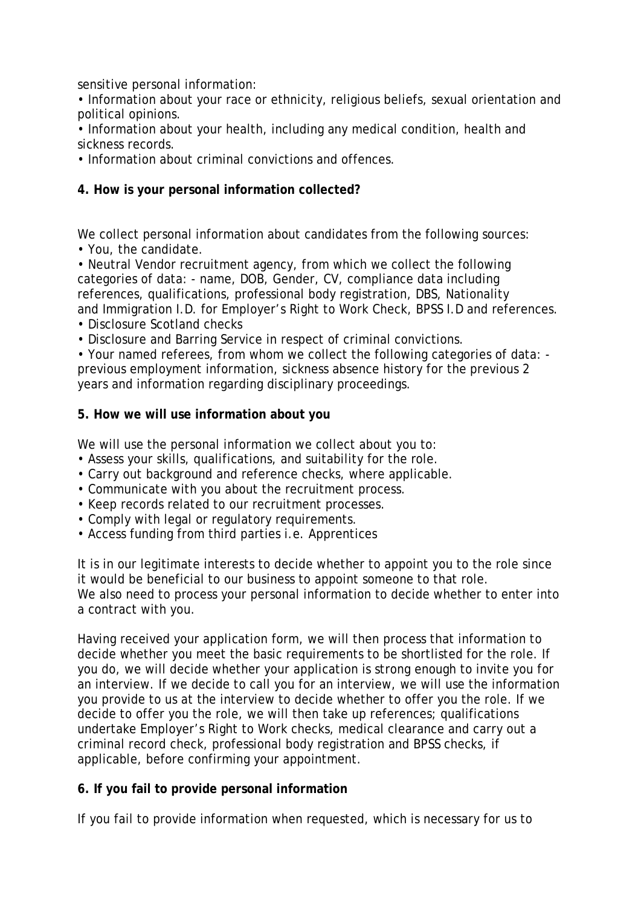sensitive personal information:

- Information about your race or ethnicity, religious beliefs, sexual orientation and political opinions.
- Information about your health, including any medical condition, health and sickness records.
- Information about criminal convictions and offences.

**4. How is your personal information collected?**

We collect personal information about candidates from the following sources:

- You, the candidate.
- Neutral Vendor recruitment agency, from which we collect the following categories of data: - name, DOB, Gender, CV, compliance data including references, qualifications, professional body registration, DBS, Nationality and Immigration I.D. for Employer's Right to Work Check, BPSS I.D and references.
- Disclosure Scotland checks
- Disclosure and Barring Service in respect of criminal convictions.
- Your named referees, from whom we collect the following categories of data: - previous employment information, sickness absence history for the previous 2 years and information regarding disciplinary proceedings.

**5. How we will use information about you**

We will use the personal information we collect about you to:

- Assess your skills, qualifications, and suitability for the role.
- Carry out background and reference checks, where applicable.
- Communicate with you about the recruitment process.
- Keep records related to our recruitment processes.
- Comply with legal or regulatory requirements.
- Access funding from third parties i.e. Apprentices

It is in our legitimate interests to decide whether to appoint you to the role since it would be beneficial to our business to appoint someone to that role.
We also need to process your personal information to decide whether to enter into a contract with you.

Having received your application form, we will then process that information to decide whether you meet the basic requirements to be shortlisted for the role. If you do, we will decide whether your application is strong enough to invite you for an interview. If we decide to call you for an interview, we will use the information you provide to us at the interview to decide whether to offer you the role. If we decide to offer you the role, we will then take up references; qualifications undertake Employer's Right to Work checks, medical clearance and carry out a criminal record check, professional body registration and BPSS checks, if applicable, before confirming your appointment.

**6. If you fail to provide personal information**

If you fail to provide information when requested, which is necessary for us to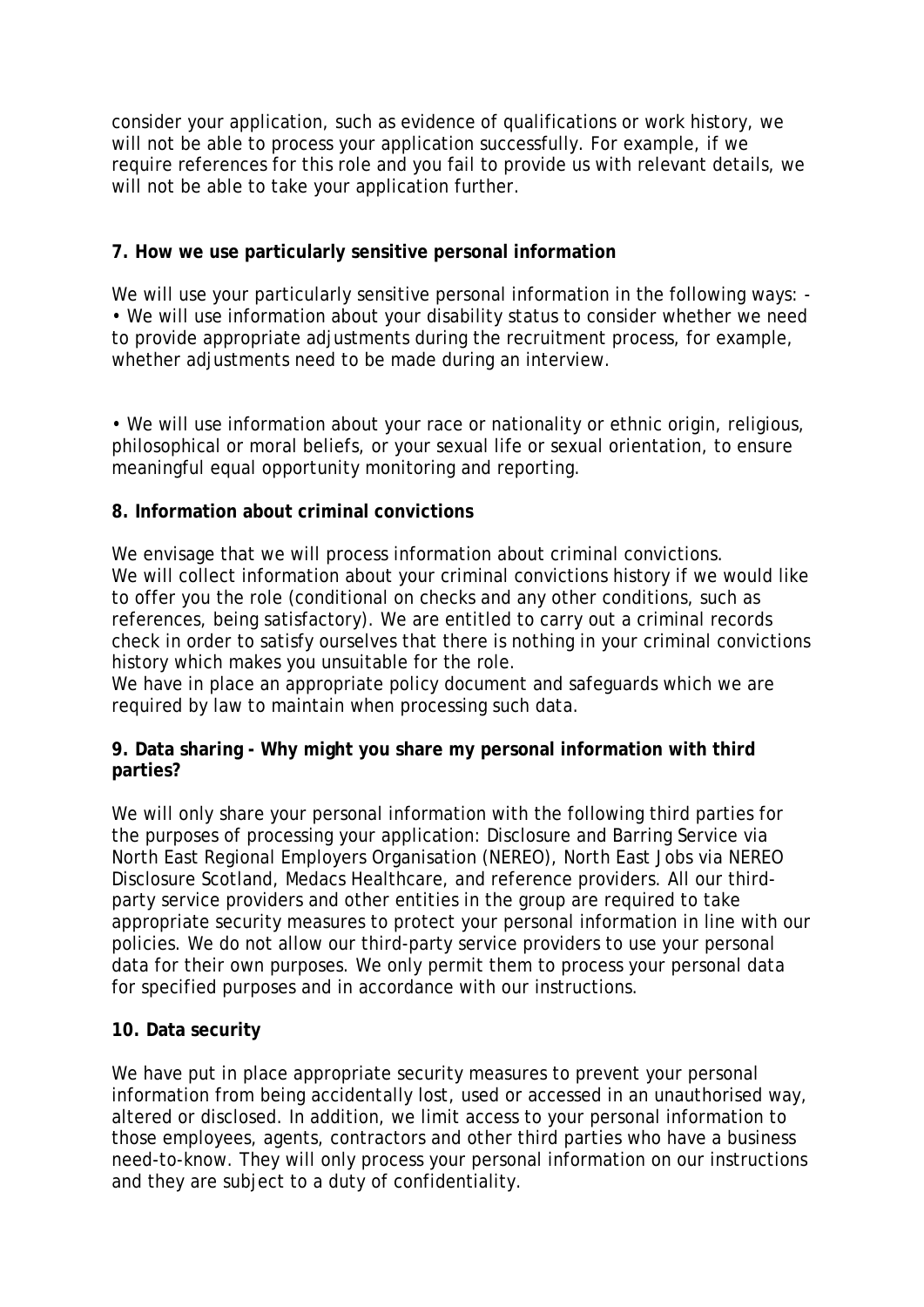consider your application, such as evidence of qualifications or work history, we will not be able to process your application successfully. For example, if we require references for this role and you fail to provide us with relevant details, we will not be able to take your application further.

**7. How we use particularly sensitive personal information**

We will use your particularly sensitive personal information in the following ways: -

- We will use information about your disability status to consider whether we need to provide appropriate adjustments during the recruitment process, for example, whether adjustments need to be made during an interview.

- We will use information about your race or nationality or ethnic origin, religious, philosophical or moral beliefs, or your sexual life or sexual orientation, to ensure meaningful equal opportunity monitoring and reporting.

**8. Information about criminal convictions**

We envisage that we will process information about criminal convictions.
We will collect information about your criminal convictions history if we would like to offer you the role (conditional on checks and any other conditions, such as references, being satisfactory). We are entitled to carry out a criminal records check in order to satisfy ourselves that there is nothing in your criminal convictions history which makes you unsuitable for the role.
We have in place an appropriate policy document and safeguards which we are required by law to maintain when processing such data.

**9. Data sharing - Why might you share my personal information with third parties?**

We will only share your personal information with the following third parties for the purposes of processing your application: Disclosure and Barring Service via North East Regional Employers Organisation (NEREO), North East Jobs via NEREO Disclosure Scotland, Medacs Healthcare, and reference providers. All our third-party service providers and other entities in the group are required to take appropriate security measures to protect your personal information in line with our policies. We do not allow our third-party service providers to use your personal data for their own purposes. We only permit them to process your personal data for specified purposes and in accordance with our instructions.

**10. Data security**

We have put in place appropriate security measures to prevent your personal information from being accidentally lost, used or accessed in an unauthorised way, altered or disclosed. In addition, we limit access to your personal information to those employees, agents, contractors and other third parties who have a business need-to-know. They will only process your personal information on our instructions and they are subject to a duty of confidentiality.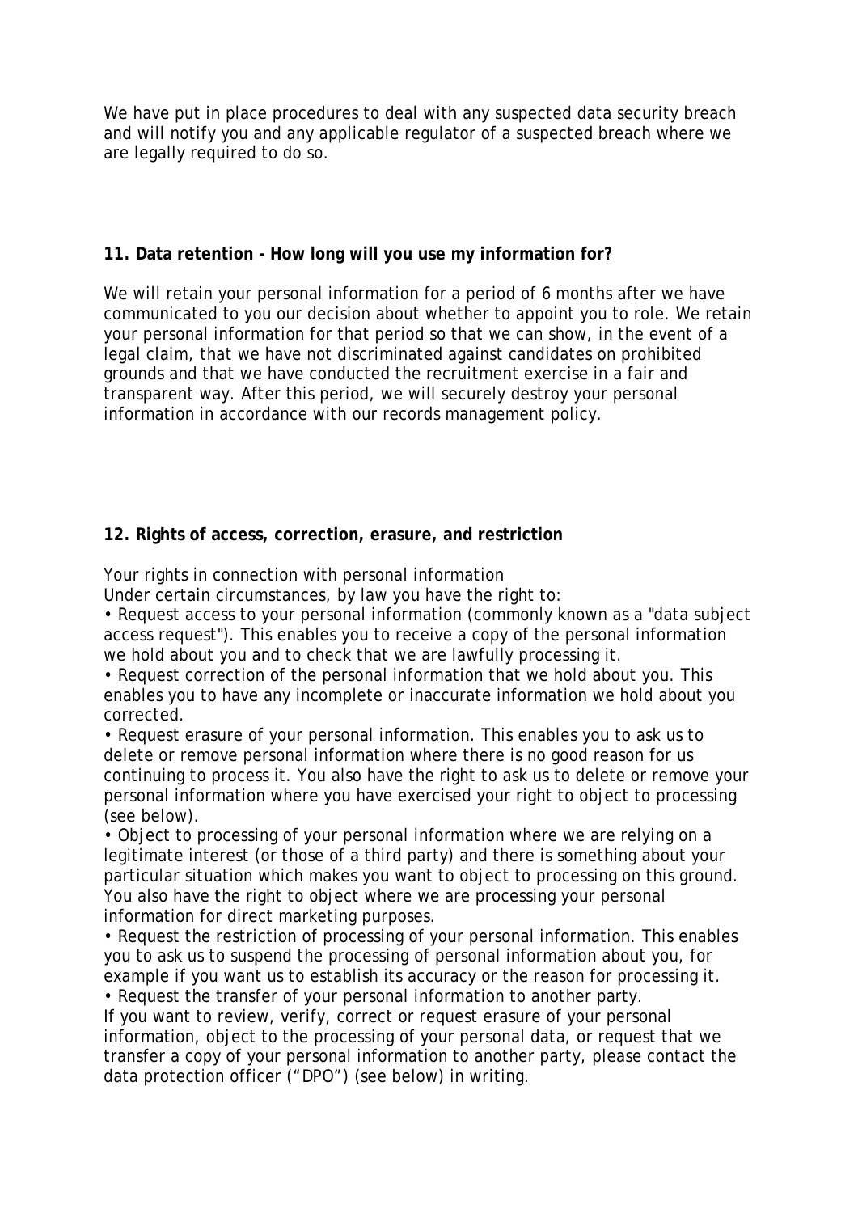We have put in place procedures to deal with any suspected data security breach and will notify you and any applicable regulator of a suspected breach where we are legally required to do so.

**11. Data retention - How long will you use my information for?**

We will retain your personal information for a period of 6 months after we have communicated to you our decision about whether to appoint you to role. We retain your personal information for that period so that we can show, in the event of a legal claim, that we have not discriminated against candidates on prohibited grounds and that we have conducted the recruitment exercise in a fair and transparent way. After this period, we will securely destroy your personal information in accordance with our records management policy.

**12. Rights of access, correction, erasure, and restriction**

Your rights in connection with personal information
Under certain circumstances, by law you have the right to:

- Request access to your personal information (commonly known as a "data subject access request"). This enables you to receive a copy of the personal information we hold about you and to check that we are lawfully processing it.
- Request correction of the personal information that we hold about you. This enables you to have any incomplete or inaccurate information we hold about you corrected.
- Request erasure of your personal information. This enables you to ask us to delete or remove personal information where there is no good reason for us continuing to process it. You also have the right to ask us to delete or remove your personal information where you have exercised your right to object to processing (see below).
- Object to processing of your personal information where we are relying on a legitimate interest (or those of a third party) and there is something about your particular situation which makes you want to object to processing on this ground. You also have the right to object where we are processing your personal information for direct marketing purposes.
- Request the restriction of processing of your personal information. This enables you to ask us to suspend the processing of personal information about you, for example if you want us to establish its accuracy or the reason for processing it.
- Request the transfer of your personal information to another party.

If you want to review, verify, correct or request erasure of your personal information, object to the processing of your personal data, or request that we transfer a copy of your personal information to another party, please contact the data protection officer ("DPO") (see below) in writing.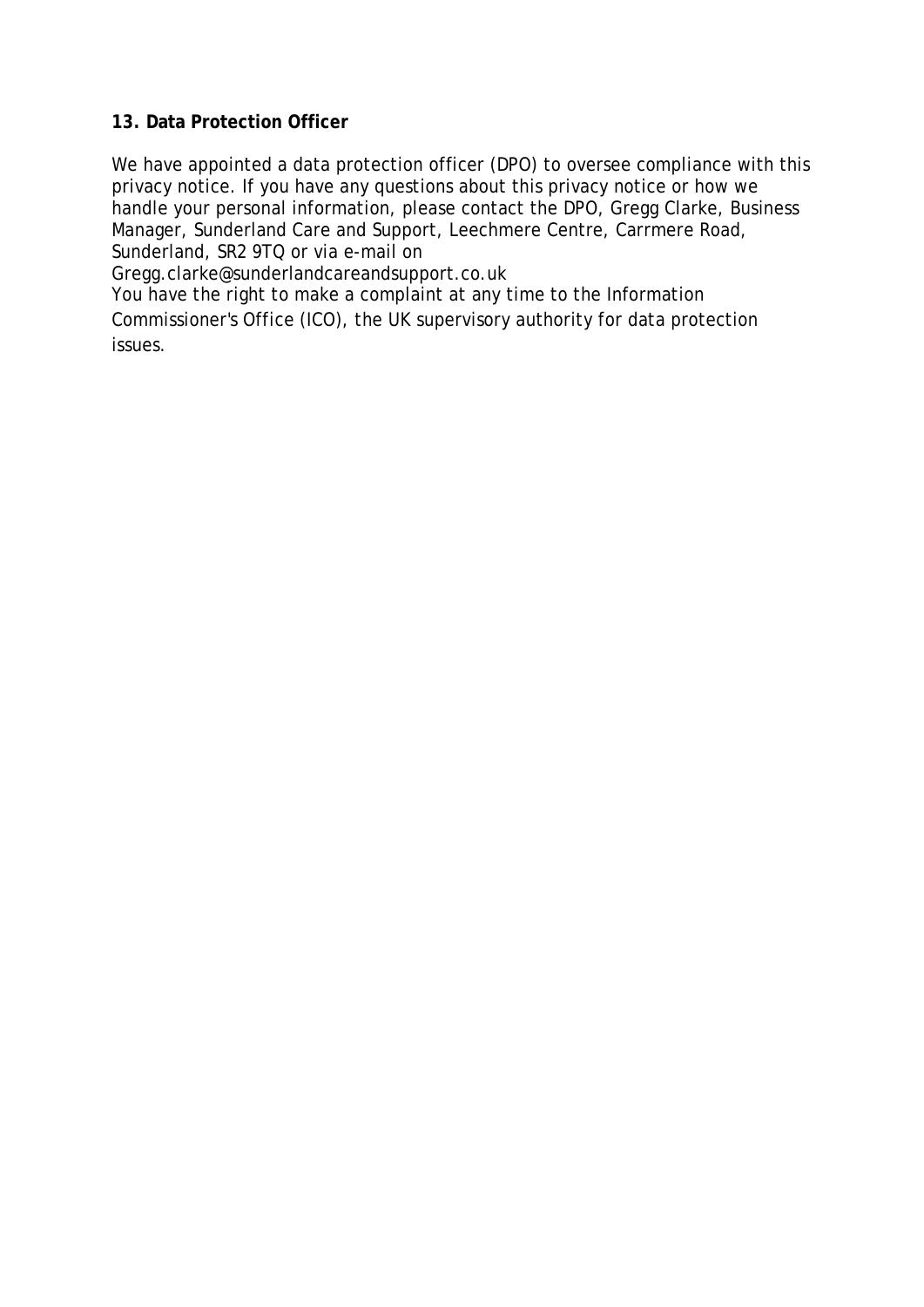## 13. Data Protection Officer

We have appointed a data protection officer (DPO) to oversee compliance with this privacy notice. If you have any questions about this privacy notice or how we handle your personal information, please contact the DPO, Gregg Clarke, Business Manager, Sunderland Care and Support, Leechmere Centre, Carrmere Road, Sunderland, SR2 9TQ or via e-mail on Gregg.clarke@sunderlandcareandsupport.co.uk

You have the right to make a complaint at any time to the Information Commissioner's Office (ICO), the UK supervisory authority for data protection issues.